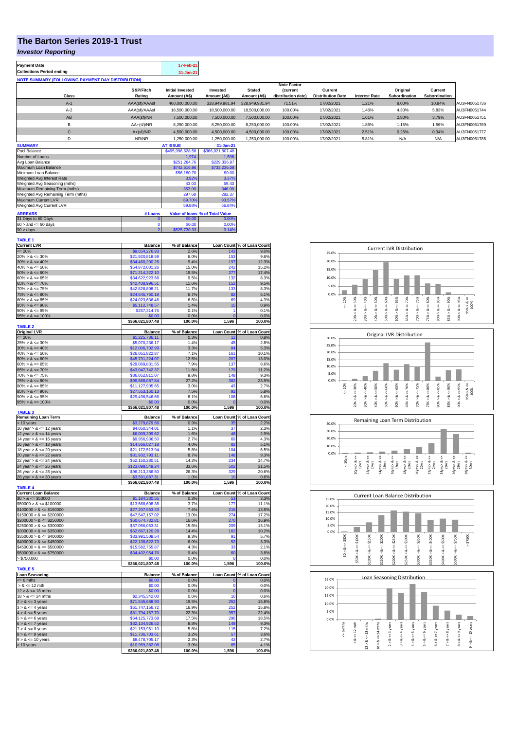# The Barton Series 2019-1 Trust

***Investor Reporting***

| Payment Date | 17-Feb-21 |
|---|---|
| Collections Period ending | 31-Jan-21 |

**NOTE SUMMARY (FOLLOWING PAYMENT DAY DISTRIBUTION)**

| Class | S&P/Fitch Rating | Initial Invested Amount (A$) | Invested Amount (A$) | Stated Amount (A$) | Note Factor (current distribution date) | Current Distribution Date | Interest Rate | Original Subordination | Current Subordination | |
|---|---|---|---|---|---|---|---|---|---|---|
| A-1 | AAA(sf)/AAAsf | 460,000,000.00 | 328,949,981.94 | 328,949,981.94 | 71.51% | 17/02/2021 | 1.21% | 8.00% | 10.84% | AU3FN0051736 |
| A-2 | AAA(sf)/AAAsf | 18,500,000.00 | 18,500,000.00 | 18,500,000.00 | 100.00% | 17/02/2021 | 1.46% | 4.30% | 5.83% | AU3FN0051744 |
| AB | AAA(sf)/NR | 7,500,000.00 | 7,500,000.00 | 7,500,000.00 | 100.00% | 17/02/2021 | 1.61% | 2.80% | 3.79% | AU3FN0051751 |
| B | AA+(sf)/NR | 8,250,000.00 | 8,250,000.00 | 8,250,000.00 | 100.00% | 17/02/2021 | 1.86% | 1.15% | 1.56% | AU3FN0051769 |
| C | A+(sf)/NR | 4,500,000.00 | 4,500,000.00 | 4,500,000.00 | 100.00% | 17/02/2021 | 2.51% | 0.25% | 0.34% | AU3FN0051777 |
| D | NR/NR | 1,250,000.00 | 1,250,000.00 | 1,250,000.00 | 100.00% | 17/02/2021 | 5.81% | N/A | N/A | AU3FN0051785 |

| SUMMARY | AT ISSUE | 31-Jan-21 |
|---|---|---|
| Pool Balance | $495,996,628.58 | $366,021,807.48 |
| Number of Loans | 1,974 | 1,596 |
| Avg Loan Balance | $251,264.76 | $229,336.97 |
| Maximum Loan Balance | $742,616.96 | $733,236.08 |
| Minimum Loan Balance | $56,180.70 | $0.00 |
| Weighted Avg Interest Rate | 3.92% | 3.37% |
| Weighted Avg Seasoning (mths) | 43.03 | 59.43 |
| Maximum Remaining Term (mths) | 353.00 | 346.00 |
| Weighted Avg Remaining Term (mths) | 297.68 | 282.37 |
| Maximum Current LVR | 89.70% | 93.57% |
| Weighted Avg Current LVR | 59.88% | 56.84% |

| ARREARS | # Loans | Value of loans | % of Total Value |
|---|---|---|---|
| 31 Days to 60 Days | 0 | $0.00 | 0.00% |
| 60 > and <= 90 days | 0 | $0.00 | 0.00% |
| 90 > days | 2 | $525,730.33 | 0.14% |

**TABLE 1**

| Current LVR | Balance | % of Balance | Loan Count | % of Loan Count |
|---|---|---|---|---|
| <= 20% | $9,654,276.93 | 2.6% | 143 | 9.0% |
| 20% > & <= 30% | $21,920,818.59 | 6.0% | 153 | 9.6% |
| 30% > & <= 40% | $34,460,200.26 | 9.4% | 197 | 12.3% |
| 40% > & <= 50% | $54,872,001.26 | 15.0% | 242 | 15.2% |
| 50% > & <= 60% | $71,214,322.10 | 19.5% | 277 | 17.4% |
| 60% > & <= 65% | $34,622,923.66 | 9.5% | 132 | 8.3% |
| 65% > & <= 70% | $42,408,996.51 | 11.6% | 152 | 9.5% |
| 70% > & <= 75% | $42,828,808.21 | 11.7% | 133 | 8.3% |
| 75% > & <= 80% | $24,645,760.18 | 6.7% | 82 | 5.1% |
| 80% > & <= 85% | $24,023,636.46 | 6.6% | 69 | 4.3% |
| 85% > & <= 90% | $5,112,748.57 | 1.4% | 15 | 0.9% |
| 90% > & <= 95% | $257,314.75 | 0.1% | 1 | 0.1% |
| 95% > & <= 100% | $0.00 | 0.0% | 0 | 0.0% |
| | $366,021,807.48 | 100.0% | 1,596 | 100.0% |

**TABLE 2**

| Original LVR | Balance | % of Balance | Loan Count | % of Loan Count |
|---|---|---|---|---|
| <= 20% | $1,225,736.11 | 0.3% | 12 | 0.8% |
| 25% > & <= 30% | $5,070,236.17 | 1.4% | 45 | 2.8% |
| 30% > & <= 40% | $12,006,702.99 | 3.3% | 84 | 5.3% |
| 40% > & <= 50% | $26,051,822.87 | 7.1% | 161 | 10.1% |
| 50% > & <= 60% | $45,731,224.07 | 12.5% | 207 | 13.0% |
| 60% > & <= 65% | $29,069,831.55 | 7.9% | 137 | 8.6% |
| 65% > & <= 70% | $43,047,742.37 | 11.8% | 179 | 11.2% |
| 70% > & <= 75% | $36,052,811.07 | 9.8% | 148 | 9.3% |
| 75% > & <= 80% | $99,588,087.84 | 27.2% | 382 | 23.9% |
| 80% > & <= 85% | $11,127,905.65 | 3.0% | 43 | 2.7% |
| 85% > & <= 90% | $27,553,160.13 | 7.5% | 92 | 5.8% |
| 90% > & <= 95% | $29,496,546.66 | 8.1% | 106 | 6.6% |
| 95% > & <= 100% | $0.00 | 0.0% | 0 | 0.0% |
| | $366,021,807.48 | 100.0% | 1,596 | 100.0% |

**TABLE 3**

| Remaining Loan Term | Balance | % of Balance | Loan Count | % of Loan Count |
|---|---|---|---|---|
| < 10 years | $3,279,879.56 | 0.9% | 35 | 2.2% |
| 10 year > & <= 12 years | $4,050,344.01 | 1.1% | 37 | 2.3% |
| 12 year > & <= 14 years | $6,009,209.62 | 1.6% | 46 | 2.9% |
| 14 year > & <= 16 years | $9,956,936.50 | 2.7% | 69 | 4.3% |
| 16 year > & <= 18 years | $14,566,027.18 | 4.0% | 82 | 5.1% |
| 18 year > & <= 20 years | $21,172,513.94 | 5.8% | 104 | 6.5% |
| 20 year > & <= 22 years | $31,932,793.11 | 8.7% | 148 | 9.3% |
| 22 year > & <= 24 years | $52,150,280.51 | 14.2% | 234 | 14.7% |
| 24 year > & <= 26 years | $123,098,549.24 | 33.6% | 502 | 31.5% |
| 26 year > & <= 28 years | $96,213,386.50 | 26.3% | 329 | 20.6% |
| 28 year > & <= 30 years | $3,591,887.31 | 1.0% | 10 | 0.6% |
| | $366,021,807.48 | 100.0% | 1,596 | 100.0% |

**TABLE 4**

| Current Loan Balance | Balance | % of Balance | Loan Count | % of Loan Count |
|---|---|---|---|---|
| $0 > & <= $50000 | $1,184,330.55 | 0.3% | 53 | 3.3% |
| $50000 > & <= $100000 | $13,568,608.38 | 3.7% | 177 | 11.1% |
| $100000 > & <= $150000 | $27,207,953.23 | 7.4% | 215 | 13.5% |
| $150000 > & <= $200000 | $47,547,157.02 | 13.0% | 274 | 17.2% |
| $200000 > & <= $250000 | $60,674,732.81 | 16.6% | 270 | 16.9% |
| $250000 > & <= $300000 | $57,056,063.31 | 15.6% | 209 | 13.1% |
| $300000 > & <= $350000 | $52,667,120.28 | 14.4% | 162 | 10.2% |
| $350000 > & <= $400000 | $33,991,508.54 | 9.3% | 91 | 5.7% |
| $400000 > & <= $450000 | $22,138,622.73 | 6.0% | 52 | 3.3% |
| $450000 > & <= $500000 | $15,582,755.87 | 4.3% | 33 | 2.1% |
| $500000 > & <= $750000 | $34,402,954.76 | 9.4% | 60 | 3.8% |
| > $750,000 | $0.00 | 0.0% | 0 | 0.0% |
| | $366,021,807.48 | 100.0% | 1,596 | 100.0% |

**TABLE 5**

| Loan Seasoning | Balance | % of Balance | Loan Count | % of Loan Count |
|---|---|---|---|---|
| <= 6 mths | $0.00 | 0.0% | 0 | 0.0% |
| > & <= 12 mth | $0.00 | 0.0% | 0 | 0.0% |
| 12 > & <= 18 mths | $0.00 | 0.0% | 0 | 0.0% |
| 18 > & <= 24 mths | $2,345,342.00 | 0.6% | 10 | 0.6% |
| 2 > & <= 3 years | $71,545,688.90 | 19.5% | 252 | 15.8% |
| 3 > & <= 4 years | $61,747,156.72 | 16.9% | 252 | 15.8% |
| 4 > & <= 5 years | $81,794,167.70 | 22.3% | 357 | 22.4% |
| 5 > & <= 6 years | $64,125,773.68 | 17.5% | 296 | 18.5% |
| 6 > & <= 7 years | $32,134,926.52 | 8.8% | 149 | 9.3% |
| 7 > & <= 8 years | $21,153,961.10 | 5.8% | 115 | 7.2% |
| 8 > & <= 9 years | $11,736,703.61 | 3.2% | 57 | 3.6% |
| 9 > & <= 10 years | $8,478,705.17 | 2.3% | 43 | 2.7% |
| > 10 years | $10,959,382.08 | 3.0% | 65 | 4.1% |
| | $366,021,807.48 | 100.0% | 1,596 | 100.0% |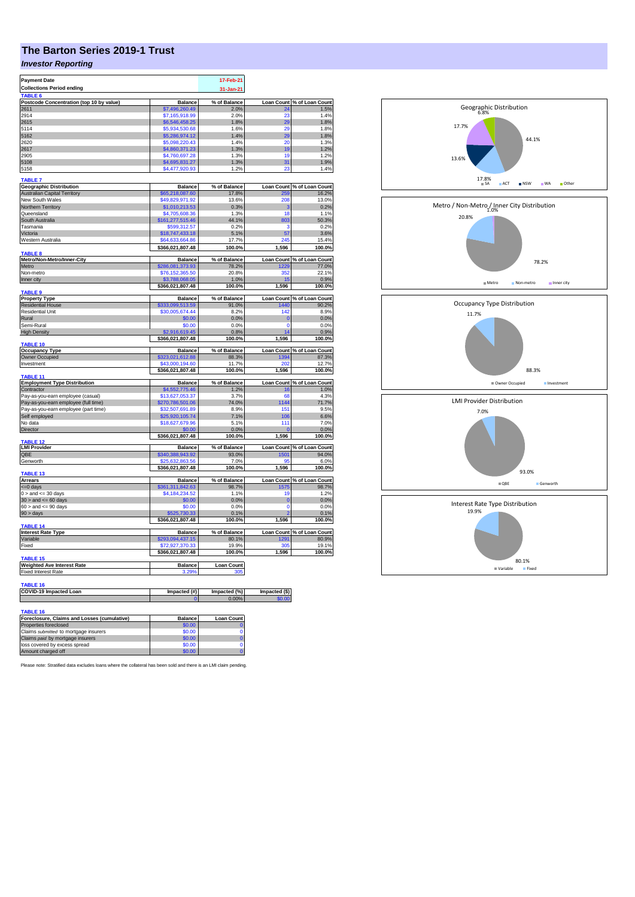# The Barton Series 2019-1 Trust

## *Investor Reporting*

| | |
|---|---|
| **Payment Date** | **17-Feb-21** |
| **Collections Period ending** | **31-Jan-21** |

**TABLE 6**

| Postcode Concentration (top 10 by value) | Balance | % of Balance | Loan Count | % of Loan Count |
|---|---|---|---|---|
| 2611 | $7,496,260.49 | 2.0% | 24 | 1.5% |
| 2914 | $7,165,918.99 | 2.0% | 23 | 1.4% |
| 2615 | $6,546,458.25 | 1.8% | 29 | 1.8% |
| 5114 | $5,934,530.68 | 1.6% | 29 | 1.8% |
| 5162 | $5,286,974.12 | 1.4% | 29 | 1.8% |
| 2620 | $5,098,220.43 | 1.4% | 20 | 1.3% |
| 2617 | $4,860,371.23 | 1.3% | 19 | 1.2% |
| 2905 | $4,760,697.28 | 1.3% | 19 | 1.2% |
| 5108 | $4,695,831.27 | 1.3% | 31 | 1.9% |
| 5158 | $4,477,920.93 | 1.2% | 23 | 1.4% |

**TABLE 7**

| Geographic Distribution | Balance | % of Balance | Loan Count | % of Loan Count |
|---|---|---|---|---|
| Australian Capital Territory | $65,218,087.60 | 17.8% | 259 | 16.2% |
| New South Wales | $49,829,971.92 | 13.6% | 208 | 13.0% |
| Northern Territory | $1,010,213.53 | 0.3% | 3 | 0.2% |
| Queensland | $4,705,608.36 | 1.3% | 18 | 1.1% |
| South Australia | $161,277,515.46 | 44.1% | 803 | 50.3% |
| Tasmania | $599,312.57 | 0.2% | 3 | 0.2% |
| Victoria | $18,747,433.18 | 5.1% | 57 | 3.6% |
| Western Australia | $64,633,664.86 | 17.7% | 245 | 15.4% |
| | **$366,021,807.48** | **100.0%** | **1,596** | **100.0%** |

**TABLE 8**

| Metro/Non-Metro/Inner-City | Balance | % of Balance | Loan Count | % of Loan Count |
|---|---|---|---|---|
| Metro | $286,081,373.93 | 78.2% | 1229 | 77.0% |
| Non-metro | $76,152,365.50 | 20.8% | 352 | 22.1% |
| Inner city | $3,788,068.05 | 1.0% | 15 | 0.9% |
| | **$366,021,807.48** | **100.0%** | **1,596** | **100.0%** |

**TABLE 9**

| Property Type | Balance | % of Balance | Loan Count | % of Loan Count |
|---|---|---|---|---|
| Residential House | $333,099,513.59 | 91.0% | 1440 | 90.2% |
| Residential Unit | $30,005,674.44 | 8.2% | 142 | 8.9% |
| Rural | $0.00 | 0.0% | 0 | 0.0% |
| Semi-Rural | $0.00 | 0.0% | 0 | 0.0% |
| High Density | $2,916,619.45 | 0.8% | 14 | 0.9% |
| | **$366,021,807.48** | **100.0%** | **1,596** | **100.0%** |

**TABLE 10**

| Occupancy Type | Balance | % of Balance | Loan Count | % of Loan Count |
|---|---|---|---|---|
| Owner Occupied | $323,021,612.88 | 88.3% | 1394 | 87.3% |
| Investment | $43,000,194.60 | 11.7% | 202 | 12.7% |
| | **$366,021,807.48** | **100.0%** | **1,596** | **100.0%** |

**TABLE 11**

| Employment Type Distribution | Balance | % of Balance | Loan Count | % of Loan Count |
|---|---|---|---|---|
| Contractor | $4,552,775.46 | 1.2% | 16 | 1.0% |
| Pay-as-you-earn employee (casual) | $13,627,053.37 | 3.7% | 68 | 4.3% |
| Pay-as-you-earn employee (full time) | $270,786,501.06 | 74.0% | 1144 | 71.7% |
| Pay-as-you-earn employee (part time) | $32,507,691.89 | 8.9% | 151 | 9.5% |
| Self employed | $25,920,105.74 | 7.1% | 106 | 6.6% |
| No data | $18,627,679.96 | 5.1% | 111 | 7.0% |
| Director | $0.00 | 0.0% | 0 | 0.0% |
| | **$366,021,807.48** | **100.0%** | **1,596** | **100.0%** |

**TABLE 12**

| LMI Provider | Balance | % of Balance | Loan Count | % of Loan Count |
|---|---|---|---|---|
| QBE | $340,388,943.92 | 93.0% | 1501 | 94.0% |
| Genworth | $25,632,863.56 | 7.0% | 95 | 6.0% |
| | **$366,021,807.48** | **100.0%** | **1,596** | **100.0%** |

**TABLE 13**

| Arrears | Balance | % of Balance | Loan Count | % of Loan Count |
|---|---|---|---|---|
| <=0 days | $361,311,842.63 | 98.7% | 1575 | 98.7% |
| 0 > and <= 30 days | $4,184,234.52 | 1.1% | 19 | 1.2% |
| 30 > and <= 60 days | $0.00 | 0.0% | 0 | 0.0% |
| 60 > and <= 90 days | $0.00 | 0.0% | 0 | 0.0% |
| 90 > days | $525,730.33 | 0.1% | 2 | 0.1% |
| | **$366,021,807.48** | **100.0%** | **1,596** | **100.0%** |

**TABLE 14**

| Interest Rate Type | Balance | % of Balance | Loan Count | % of Loan Count |
|---|---|---|---|---|
| Variable | $293,094,437.15 | 80.1% | 1291 | 80.9% |
| Fixed | $72,927,370.33 | 19.9% | 305 | 19.1% |
| | **$366,021,807.48** | **100.0%** | **1,596** | **100.0%** |

**TABLE 15**

| Weighted Ave Interest Rate | Balance | Loan Count |
|---|---|---|
| Fixed Interest Rate | 3.29% | 305 |

**TABLE 16**

| COVID-19 Impacted Loan | Impacted (#) | Impacted (%) | Impacted ($) |
|---|---|---|---|
| | 0 | 0.00% | $0.00 |

**TABLE 16**

| Foreclosure, Claims and Losses (cumulative) | Balance | Loan Count |
|---|---|---|
| Properties foreclosed | $0.00 | 0 |
| Claims *submitted* to mortgage insurers | $0.00 | 0 |
| Claims *paid* by mortgage insurers | $0.00 | 0 |
| loss covered by excess spread | $0.00 | 0 |
| Amount charged off | $0.00 | 0 |

Please note: Stratified data excludes loans where the collateral has been sold and there is an LMI claim pending.

**Geographic Distribution**

SA 44.1%, ACT 17.8%, NSW 13.6%, WA 17.7%, Other 6.8%

**Metro / Non-Metro / Inner City Distribution**

Metro 78.2%, Non-metro 20.8%, Inner city 1.0%

**Occupancy Type Distribution**

Owner Occupied 88.3%, Investment 11.7%

**LMI Provider Distribution**

QBE 93.0%, Genworth 7.0%

**Interest Rate Type Distribution**

Variable 80.1%, Fixed 19.9%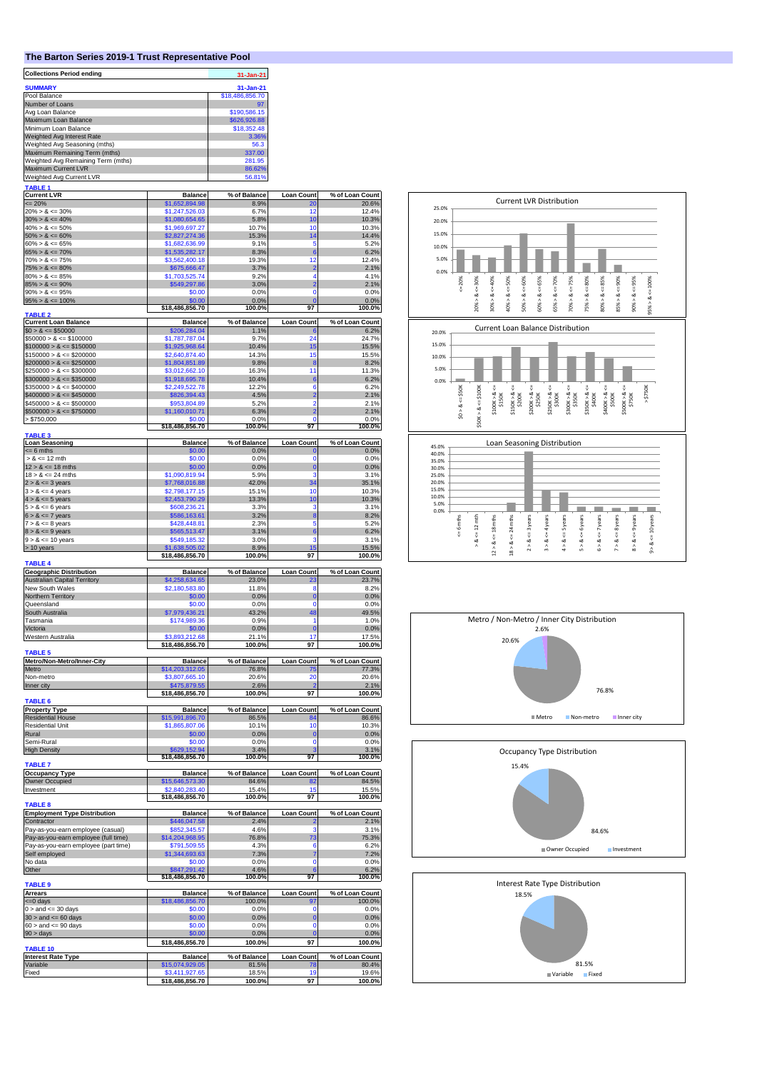# The Barton Series 2019-1 Trust Representative Pool

| Collections Period ending | 31-Jan-21 |
|---|---|

| SUMMARY | 31-Jan-21 |
|---|---|
| Pool Balance | $18,486,856.70 |
| Number of Loans | 97 |
| Avg Loan Balance | $190,586.15 |
| Maximum Loan Balance | $626,926.88 |
| Minimum Loan Balance | $18,352.48 |
| Weighted Avg Interest Rate | 3.36% |
| Weighted Avg Seasoning (mths) | 56.3 |
| Maximum Remaining Term (mths) | 337.00 |
| Weighted Avg Remaining Term (mths) | 281.95 |
| Maximum Current LVR | 86.62% |
| Weighted Avg Current LVR | 56.81% |

**TABLE 1**

| Current LVR | Balance | % of Balance | Loan Count | % of Loan Count |
|---|---|---|---|---|
| <= 20% | $1,652,894.98 | 8.9% | 20 | 20.6% |
| 20% > & <= 30% | $1,247,526.03 | 6.7% | 12 | 12.4% |
| 30% > & <= 40% | $1,080,654.65 | 5.8% | 10 | 10.3% |
| 40% > & <= 50% | $1,969,697.27 | 10.7% | 10 | 10.3% |
| 50% > & <= 60% | $2,827,274.36 | 15.3% | 14 | 14.4% |
| 60% > & <= 65% | $1,682,636.99 | 9.1% | 5 | 5.2% |
| 65% > & <= 70% | $1,535,282.17 | 8.3% | 6 | 6.2% |
| 70% > & <= 75% | $3,562,400.18 | 19.3% | 12 | 12.4% |
| 75% > & <= 80% | $675,666.47 | 3.7% | 2 | 2.1% |
| 80% > & <= 85% | $1,703,525.74 | 9.2% | 4 | 4.1% |
| 85% > & <= 90% | $549,297.86 | 3.0% | 2 | 2.1% |
| 90% > & <= 95% | $0.00 | 0.0% | 0 | 0.0% |
| 95% > & <= 100% | $0.00 | 0.0% | 0 | 0.0% |
| | $18,486,856.70 | 100.0% | 97 | 100.0% |

**TABLE 2**

| Current Loan Balance | Balance | % of Balance | Loan Count | % of Loan Count |
|---|---|---|---|---|
| $0 > & <= $50000 | $206,284.04 | 1.1% | 6 | 6.2% |
| $50000 > & <= $100000 | $1,787,787.04 | 9.7% | 24 | 24.7% |
| $100000 > & <= $150000 | $1,925,968.64 | 10.4% | 15 | 15.5% |
| $150000 > & <= $200000 | $2,640,874.40 | 14.3% | 15 | 15.5% |
| $200000 > & <= $250000 | $1,804,851.89 | 9.8% | 8 | 8.2% |
| $250000 > & <= $300000 | $3,012,662.10 | 16.3% | 11 | 11.3% |
| $300000 > & <= $350000 | $1,918,695.78 | 10.4% | 6 | 6.2% |
| $350000 > & <= $400000 | $2,249,522.78 | 12.2% | 6 | 6.2% |
| $400000 > & <= $450000 | $826,394.43 | 4.5% | 2 | 2.1% |
| $450000 > & <= $500000 | $953,804.89 | 5.2% | 2 | 2.1% |
| $500000 > & <= $750000 | $1,160,010.71 | 6.3% | 2 | 2.1% |
| > $750,000 | $0.00 | 0.0% | 0 | 0.0% |
| | $18,486,856.70 | 100.0% | 97 | 100.0% |

**TABLE 3**

| Loan Seasoning | Balance | % of Balance | Loan Count | % of Loan Count |
|---|---|---|---|---|
| <= 6 mths | $0.00 | 0.0% | 0 | 0.0% |
| > & <= 12 mth | $0.00 | 0.0% | 0 | 0.0% |
| 12 > & <= 18 mths | $0.00 | 0.0% | 0 | 0.0% |
| 18 > & <= 24 mths | $1,090,819.94 | 5.9% | 3 | 3.1% |
| 2 > & <= 3 years | $7,768,016.88 | 42.0% | 34 | 35.1% |
| 3 > & <= 4 years | $2,798,177.15 | 15.1% | 10 | 10.3% |
| 4 > & <= 5 years | $2,453,790.29 | 13.3% | 10 | 10.3% |
| 5 > & <= 6 years | $608,236.21 | 3.3% | 3 | 3.1% |
| 6 > & <= 7 years | $586,163.61 | 3.2% | 8 | 8.2% |
| 7 > & <= 8 years | $428,448.81 | 2.3% | 5 | 5.2% |
| 8 > & <= 9 years | $565,513.47 | 3.1% | 6 | 6.2% |
| 9 > & <= 10 years | $549,185.32 | 3.0% | 3 | 3.1% |
| > 10 years | $1,638,505.02 | 8.9% | 15 | 15.5% |
| | $18,486,856.70 | 100.0% | 97 | 100.0% |

**TABLE 4**

| Geographic Distribution | Balance | % of Balance | Loan Count | % of Loan Count |
|---|---|---|---|---|
| Australian Capital Territory | $4,258,634.65 | 23.0% | 23 | 23.7% |
| New South Wales | $2,180,583.80 | 11.8% | 8 | 8.2% |
| Northern Territory | $0.00 | 0.0% | 0 | 0.0% |
| Queensland | $0.00 | 0.0% | 0 | 0.0% |
| South Australia | $7,979,436.21 | 43.2% | 48 | 49.5% |
| Tasmania | $174,989.36 | 0.9% | 1 | 1.0% |
| Victoria | $0.00 | 0.0% | 0 | 0.0% |
| Western Australia | $3,893,212.68 | 21.1% | 17 | 17.5% |
| | $18,486,856.70 | 100.0% | 97 | 100.0% |

**TABLE 5**

| Metro/Non-Metro/Inner-City | Balance | % of Balance | Loan Count | % of Loan Count |
|---|---|---|---|---|
| Metro | $14,203,312.05 | 76.8% | 75 | 77.3% |
| Non-metro | $3,807,665.10 | 20.6% | 20 | 20.6% |
| Inner city | $475,879.55 | 2.6% | 2 | 2.1% |
| | $18,486,856.70 | 100.0% | 97 | 100.0% |

**TABLE 6**

| Property Type | Balance | % of Balance | Loan Count | % of Loan Count |
|---|---|---|---|---|
| Residential House | $15,991,896.70 | 86.5% | 84 | 86.6% |
| Residential Unit | $1,865,807.06 | 10.1% | 10 | 10.3% |
| Rural | $0.00 | 0.0% | 0 | 0.0% |
| Semi-Rural | $0.00 | 0.0% | 0 | 0.0% |
| High Density | $629,152.94 | 3.4% | 3 | 3.1% |
| | $18,486,856.70 | 100.0% | 97 | 100.0% |

**TABLE 7**

| Occupancy Type | Balance | % of Balance | Loan Count | % of Loan Count |
|---|---|---|---|---|
| Owner Occupied | $15,646,573.30 | 84.6% | 82 | 84.5% |
| Investment | $2,840,283.40 | 15.4% | 15 | 15.5% |
| | $18,486,856.70 | 100.0% | 97 | 100.0% |

**TABLE 8**

| Employment Type Distribution | Balance | % of Balance | Loan Count | % of Loan Count |
|---|---|---|---|---|
| Contractor | $446,047.58 | 2.4% | 2 | 2.1% |
| Pay-as-you-earn employee (casual) | $852,345.57 | 4.6% | 3 | 3.1% |
| Pay-as-you-earn employee (full time) | $14,204,968.95 | 76.8% | 73 | 75.3% |
| Pay-as-you-earn employee (part time) | $791,509.55 | 4.3% | 6 | 6.2% |
| Self employed | $1,344,693.63 | 7.3% | 7 | 7.2% |
| No data | $0.00 | 0.0% | 0 | 0.0% |
| Other | $847,291.42 | 4.6% | 6 | 6.2% |
| | $18,486,856.70 | 100.0% | 97 | 100.0% |

**TABLE 9**

| Arrears | Balance | % of Balance | Loan Count | % of Loan Count |
|---|---|---|---|---|
| <=0 days | $18,486,856.70 | 100.0% | 97 | 100.0% |
| 0 > and <= 30 days | $0.00 | 0.0% | 0 | 0.0% |
| 30 > and <= 60 days | $0.00 | 0.0% | 0 | 0.0% |
| 60 > and <= 90 days | $0.00 | 0.0% | 0 | 0.0% |
| 90 > days | $0.00 | 0.0% | 0 | 0.0% |
| | $18,486,856.70 | 100.0% | 97 | 100.0% |

**TABLE 10**

| Interest Rate Type | Balance | % of Balance | Loan Count | % of Loan Count |
|---|---|---|---|---|
| Variable | $15,074,929.05 | 81.5% | 78 | 80.4% |
| Fixed | $3,411,927.65 | 18.5% | 19 | 19.6% |
| | $18,486,856.70 | 100.0% | 97 | 100.0% |

Current LVR Distribution
25.0%
20.0%
15.0%
10.0%
5.0%
0.0%
<= 20%
20% > & <= 30%
30% > & <= 40%
40% > & <= 50%
50% > & <= 60%
60% > & <= 65%
65% > & <= 70%
70% > & <= 75%
75% > & <= 80%
80% > & <= 85%
85% > & <= 90%
90% > & <= 95%
95% > & <= 100%

Current Loan Balance Distribution
20.0%
15.0%
10.0%
5.0%
0.0%
$0 > & <= $50K
$50K > & <= $100K
$100K > & <= $150K
$150K > & <= $200K
$200K > & <= $250K
$250K > & <= $300K
$300K > & <= $350K
$350K > & <= $400K
$400K > & <= $500K
$500K > & <= $750K
> $750K

Loan Seasoning Distribution
45.0%
40.0%
35.0%
30.0%
25.0%
20.0%
15.0%
10.0%
5.0%
0.0%
<= 6 mths
> & <= 12 mth
12 > & <= 18 mths
18 > & <= 24 mths
2 > & <= 3 years
3 > & <= 4 years
4 > & <= 5 years
5 > & <= 6 years
6 > & <= 7 years
7 > & <= 8 years
8 > & <= 9 years
9 > & <= 10 years

Metro / Non-Metro / Inner City Distribution
2.6%
20.6%
76.8%
Metro
Non-metro
Inner city

Occupancy Type Distribution
15.4%
84.6%
Owner Occupied
Investment

Interest Rate Type Distribution
18.5%
81.5%
Variable
Fixed